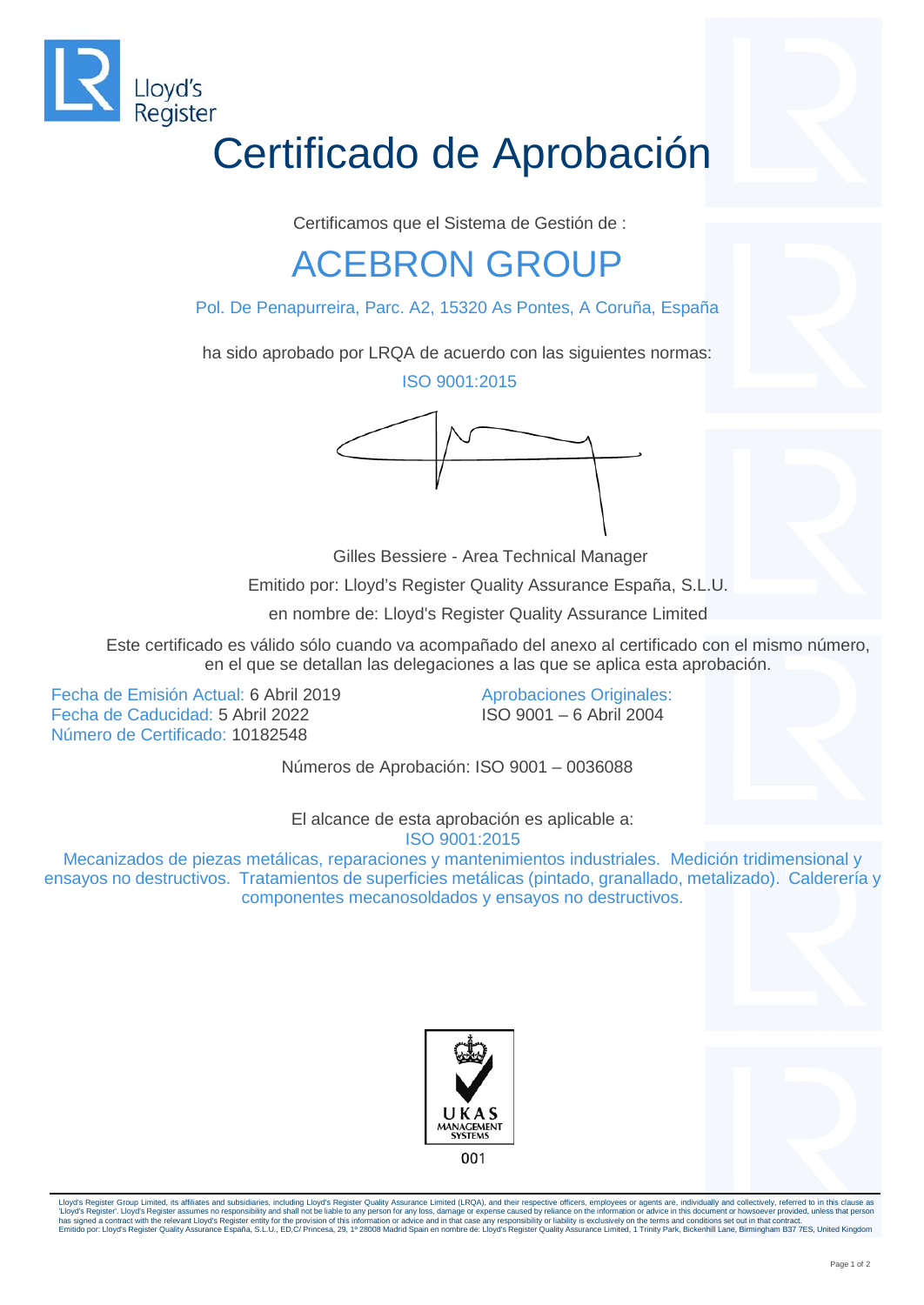Lloyd's Register

# Certificado de Aprobación

Certificamos que el Sistema de Gestión de :

## ACEBRON GROUP

Pol. De Penapurreira, Parc. A2, 15320 As Pontes, A Coruña, España

ha sido aprobado por LRQA de acuerdo con las siguientes normas:

ISO 9001:2015

Gilles Bessiere - Area Technical Manager

Emitido por: Lloyd's Register Quality Assurance España, S.L.U.

en nombre de: Lloyd's Register Quality Assurance Limited

Este certificado es válido sólo cuando va acompañado del anexo al certificado con el mismo número, en el que se detallan las delegaciones a las que se aplica esta aprobación.

Fecha de Emisión Actual: 6 Abril 2019
Fecha de Caducidad: 5 Abril 2022
Número de Certificado: 10182548

Aprobaciones Originales:
ISO 9001 – 6 Abril 2004

Números de Aprobación: ISO 9001 – 0036088

El alcance de esta aprobación es aplicable a:
ISO 9001:2015
Mecanizados de piezas metálicas, reparaciones y mantenimientos industriales. Medición tridimensional y ensayos no destructivos. Tratamientos de superficies metálicas (pintado, granallado, metalizado). Calderería y componentes mecanosoldados y ensayos no destructivos.

UKAS MANAGEMENT SYSTEMS
001

Lloyd's Register Group Limited, its affiliates and subsidiaries, including Lloyd's Register Quality Assurance Limited (LRQA), and their respective officers, employees or agents are, individually and collectively, referred to in this clause as 'Lloyd's Register'. Lloyd's Register assumes no responsibility and shall not be liable to any person for any loss, damage or expense caused by reliance on the information or advice in this document or howsoever provided, unless that person has signed a contract with the relevant Lloyd's Register entity for the provision of this information or advice and in that case any responsibility or liability is exclusively on the terms and conditions set out in that contract.
Emitido por: Lloyd's Register Quality Assurance España, S.L.U., ED,C/ Princesa, 29, 1º 28008 Madrid Spain en nombre de: Lloyd's Register Quality Assurance Limited, 1 Trinity Park, Bickenhill Lane, Birmingham B37 7ES, United Kingdom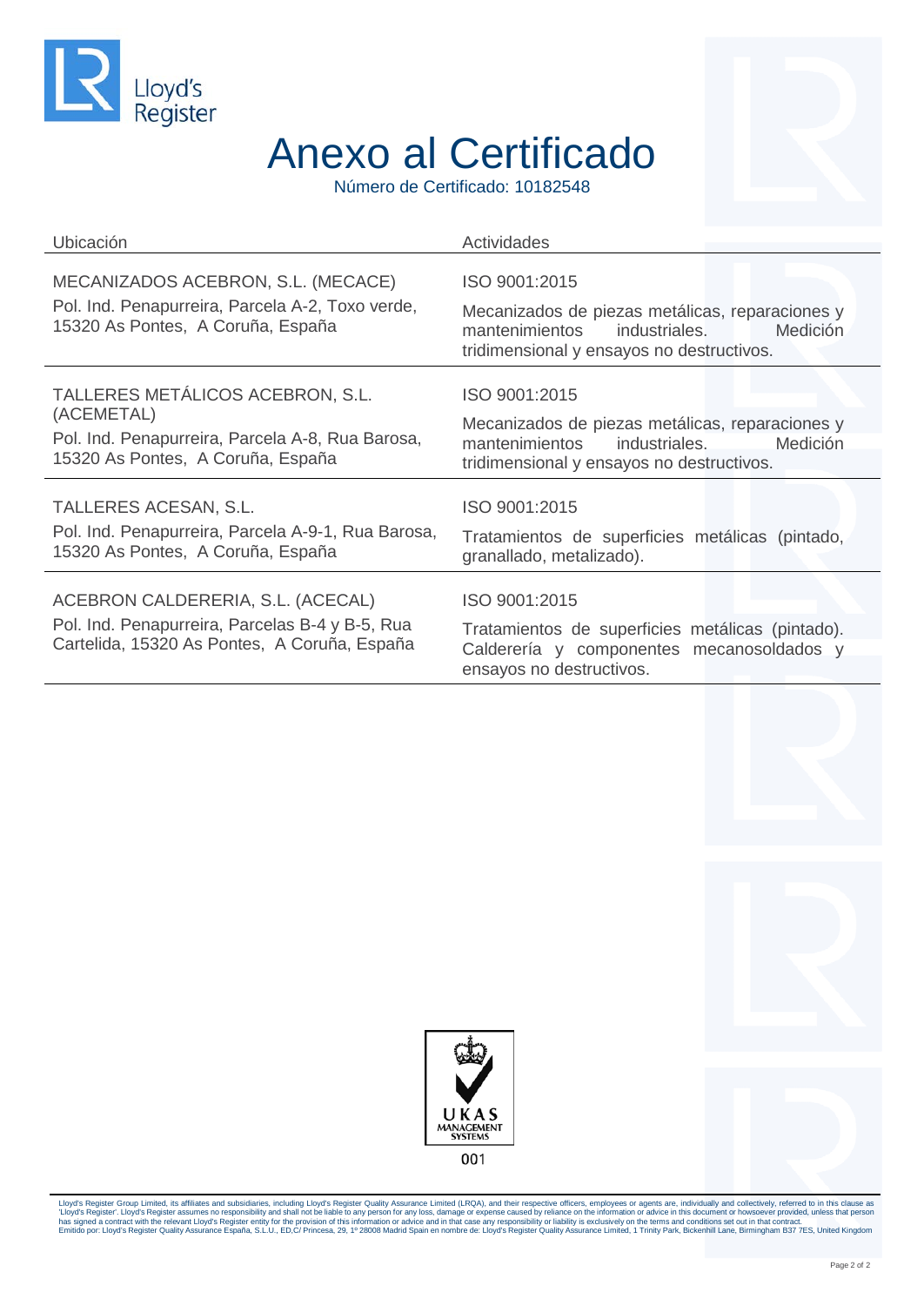# Anexo al Certificado

Número de Certificado: 10182548

| Ubicación | Actividades |
|---|---|
| MECANIZADOS ACEBRON, S.L. (MECACE)<br>Pol. Ind. Penapurreira, Parcela A-2, Toxo verde, 15320 As Pontes, A Coruña, España | ISO 9001:2015<br>Mecanizados de piezas metálicas, reparaciones y mantenimientos industriales. Medición tridimensional y ensayos no destructivos. |
| TALLERES METÁLICOS ACEBRON, S.L. (ACEMETAL)<br>Pol. Ind. Penapurreira, Parcela A-8, Rua Barosa, 15320 As Pontes, A Coruña, España | ISO 9001:2015<br>Mecanizados de piezas metálicas, reparaciones y mantenimientos industriales. Medición tridimensional y ensayos no destructivos. |
| TALLERES ACESAN, S.L.<br>Pol. Ind. Penapurreira, Parcela A-9-1, Rua Barosa, 15320 As Pontes, A Coruña, España | ISO 9001:2015<br>Tratamientos de superficies metálicas (pintado, granallado, metalizado). |
| ACEBRON CALDERERIA, S.L. (ACECAL)<br>Pol. Ind. Penapurreira, Parcelas B-4 y B-5, Rua Cartelida, 15320 As Pontes, A Coruña, España | ISO 9001:2015<br>Tratamientos de superficies metálicas (pintado). Calderería y componentes mecanosoldados y ensayos no destructivos. |

UKAS MANAGEMENT SYSTEMS
001

Lloyd's Register Group Limited, its affiliates and subsidiaries, including Lloyd's Register Quality Assurance Limited (LRQA), and their respective officers, employees or agents are, individually and collectively, referred to in this clause as 'Lloyd's Register'. Lloyd's Register assumes no responsibility and shall not be liable to any person for any loss, damage or expense caused by reliance on the information or advice in this document or howsoever provided, unless that person has signed a contract with the relevant Lloyd's Register entity for the provision of this information or advice and in that case any responsibility or liability is exclusively on the terms and conditions set out in that contract.
Emitido por: Lloyd's Register Quality Assurance España, S.L.U., ED,C/ Princesa, 29, 1º 28008 Madrid Spain en nombre de: Lloyd's Register Quality Assurance Limited, 1 Trinity Park, Bickenhill Lane, Birmingham B37 7ES, United Kingdom